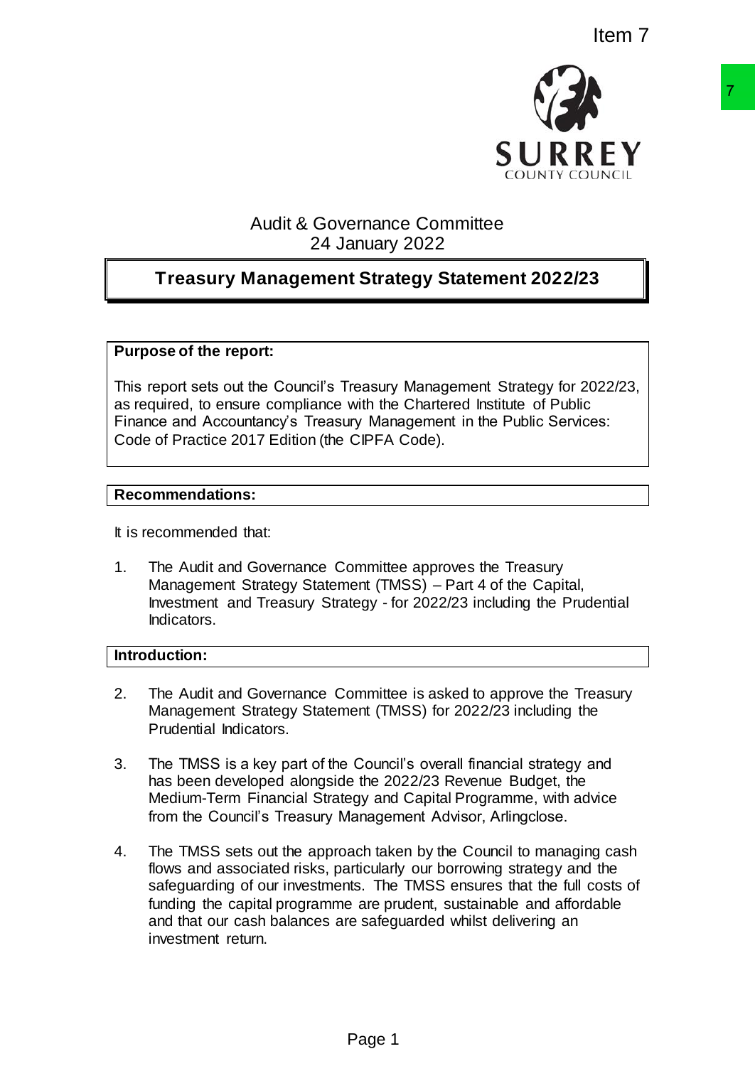Item 7

Audit & Governance Committee
24 January 2022

# Treasury Management Strategy Statement 2022/23

**Purpose of the report:**

This report sets out the Council's Treasury Management Strategy for 2022/23, as required, to ensure compliance with the Chartered Institute of Public Finance and Accountancy's Treasury Management in the Public Services: Code of Practice 2017 Edition (the CIPFA Code).

**Recommendations:**

It is recommended that:

1. The Audit and Governance Committee approves the Treasury Management Strategy Statement (TMSS) – Part 4 of the Capital, Investment and Treasury Strategy - for 2022/23 including the Prudential Indicators.

**Introduction:**

2. The Audit and Governance Committee is asked to approve the Treasury Management Strategy Statement (TMSS) for 2022/23 including the Prudential Indicators.

3. The TMSS is a key part of the Council's overall financial strategy and has been developed alongside the 2022/23 Revenue Budget, the Medium-Term Financial Strategy and Capital Programme, with advice from the Council's Treasury Management Advisor, Arlingclose.

4. The TMSS sets out the approach taken by the Council to managing cash flows and associated risks, particularly our borrowing strategy and the safeguarding of our investments. The TMSS ensures that the full costs of funding the capital programme are prudent, sustainable and affordable and that our cash balances are safeguarded whilst delivering an investment return.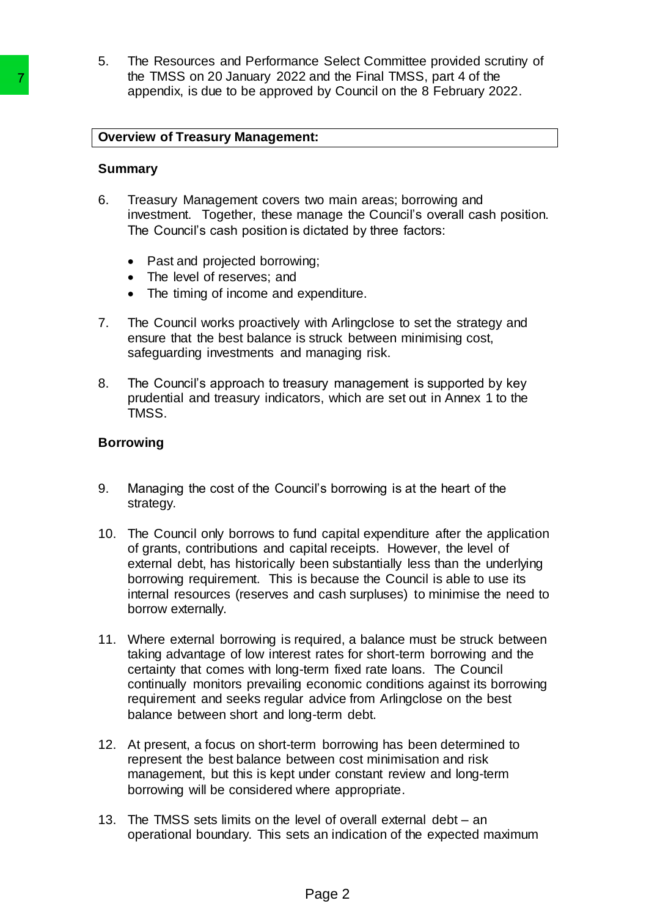5. The Resources and Performance Select Committee provided scrutiny of the TMSS on 20 January 2022 and the Final TMSS, part 4 of the appendix, is due to be approved by Council on the 8 February 2022.

## Overview of Treasury Management:

### Summary

6. Treasury Management covers two main areas; borrowing and investment. Together, these manage the Council's overall cash position. The Council's cash position is dictated by three factors:

   - Past and projected borrowing;
   - The level of reserves; and
   - The timing of income and expenditure.

7. The Council works proactively with Arlingclose to set the strategy and ensure that the best balance is struck between minimising cost, safeguarding investments and managing risk.

8. The Council's approach to treasury management is supported by key prudential and treasury indicators, which are set out in Annex 1 to the TMSS.

### Borrowing

9. Managing the cost of the Council's borrowing is at the heart of the strategy.

10. The Council only borrows to fund capital expenditure after the application of grants, contributions and capital receipts. However, the level of external debt, has historically been substantially less than the underlying borrowing requirement. This is because the Council is able to use its internal resources (reserves and cash surpluses) to minimise the need to borrow externally.

11. Where external borrowing is required, a balance must be struck between taking advantage of low interest rates for short-term borrowing and the certainty that comes with long-term fixed rate loans. The Council continually monitors prevailing economic conditions against its borrowing requirement and seeks regular advice from Arlingclose on the best balance between short and long-term debt.

12. At present, a focus on short-term borrowing has been determined to represent the best balance between cost minimisation and risk management, but this is kept under constant review and long-term borrowing will be considered where appropriate.

13. The TMSS sets limits on the level of overall external debt – an operational boundary. This sets an indication of the expected maximum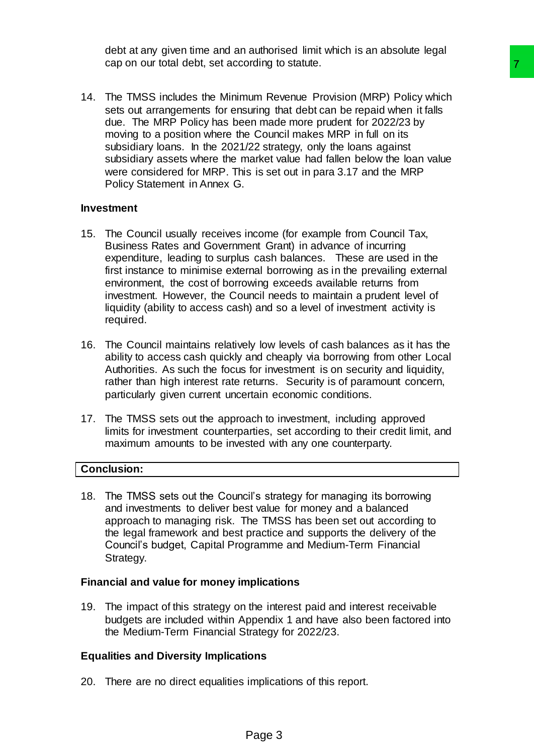debt at any given time and an authorised limit which is an absolute legal cap on our total debt, set according to statute.

14. The TMSS includes the Minimum Revenue Provision (MRP) Policy which sets out arrangements for ensuring that debt can be repaid when it falls due. The MRP Policy has been made more prudent for 2022/23 by moving to a position where the Council makes MRP in full on its subsidiary loans. In the 2021/22 strategy, only the loans against subsidiary assets where the market value had fallen below the loan value were considered for MRP. This is set out in para 3.17 and the MRP Policy Statement in Annex G.

**Investment**

15. The Council usually receives income (for example from Council Tax, Business Rates and Government Grant) in advance of incurring expenditure, leading to surplus cash balances. These are used in the first instance to minimise external borrowing as in the prevailing external environment, the cost of borrowing exceeds available returns from investment. However, the Council needs to maintain a prudent level of liquidity (ability to access cash) and so a level of investment activity is required.

16. The Council maintains relatively low levels of cash balances as it has the ability to access cash quickly and cheaply via borrowing from other Local Authorities. As such the focus for investment is on security and liquidity, rather than high interest rate returns. Security is of paramount concern, particularly given current uncertain economic conditions.

17. The TMSS sets out the approach to investment, including approved limits for investment counterparties, set according to their credit limit, and maximum amounts to be invested with any one counterparty.

**Conclusion:**

18. The TMSS sets out the Council's strategy for managing its borrowing and investments to deliver best value for money and a balanced approach to managing risk. The TMSS has been set out according to the legal framework and best practice and supports the delivery of the Council's budget, Capital Programme and Medium-Term Financial Strategy.

**Financial and value for money implications**

19. The impact of this strategy on the interest paid and interest receivable budgets are included within Appendix 1 and have also been factored into the Medium-Term Financial Strategy for 2022/23.

**Equalities and Diversity Implications**

20. There are no direct equalities implications of this report.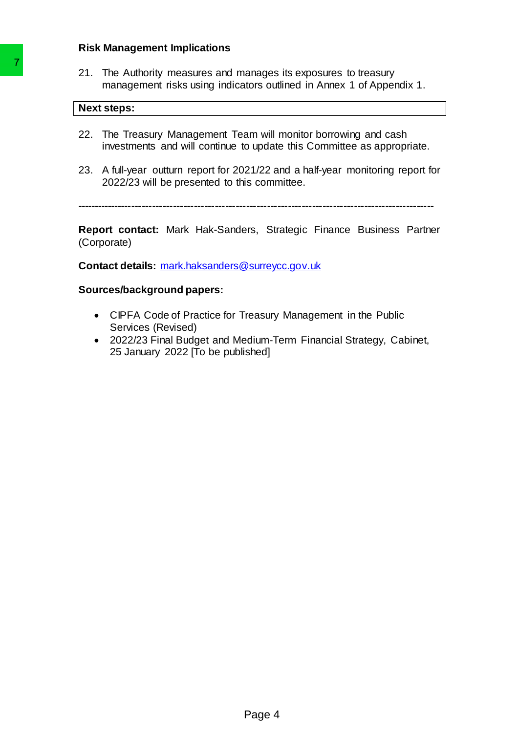**Risk Management Implications**

21. The Authority measures and manages its exposures to treasury management risks using indicators outlined in Annex 1 of Appendix 1.

**Next steps:**

22. The Treasury Management Team will monitor borrowing and cash investments and will continue to update this Committee as appropriate.

23. A full-year outturn report for 2021/22 and a half-year monitoring report for 2022/23 will be presented to this committee.

---

**Report contact:** Mark Hak-Sanders, Strategic Finance Business Partner (Corporate)

**Contact details:** mark.haksanders@surreycc.gov.uk

**Sources/background papers:**

- CIPFA Code of Practice for Treasury Management in the Public Services (Revised)
- 2022/23 Final Budget and Medium-Term Financial Strategy, Cabinet, 25 January 2022 [To be published]